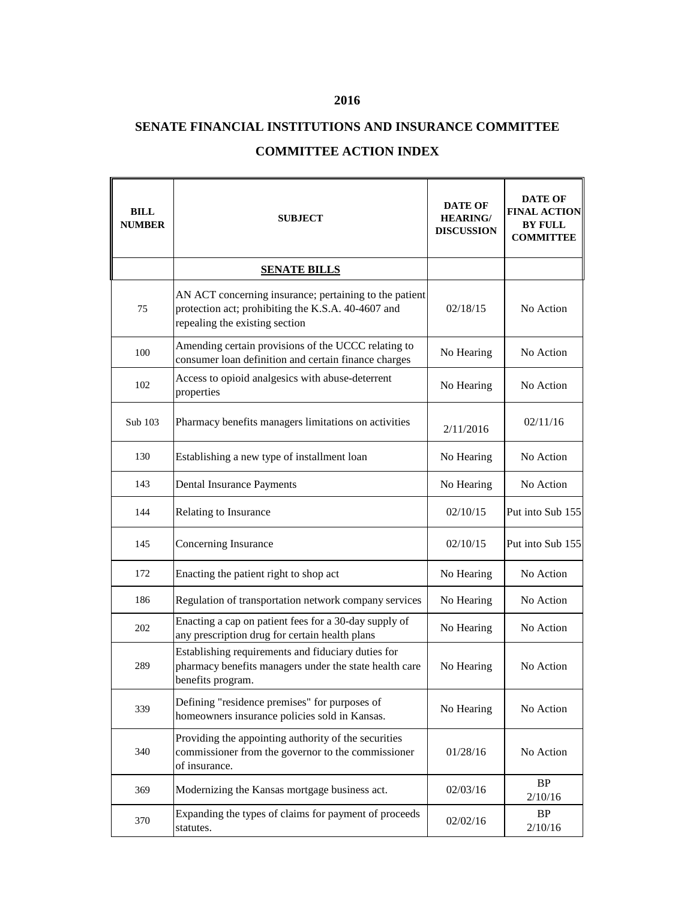# 2016

## SENATE FINANCIAL INSTITUTIONS AND INSURANCE COMMITTEE

## COMMITTEE ACTION INDEX

| BILL NUMBER | SUBJECT | DATE OF HEARING/ DISCUSSION | DATE OF FINAL ACTION BY FULL COMMITTEE |
|---|---|---|---|
| | **SENATE BILLS** | | |
| 75 | AN ACT concerning insurance; pertaining to the patient protection act; prohibiting the K.S.A. 40-4607 and repealing the existing section | 02/18/15 | No Action |
| 100 | Amending certain provisions of the UCCC relating to consumer loan definition and certain finance charges | No Hearing | No Action |
| 102 | Access to opioid analgesics with abuse-deterrent properties | No Hearing | No Action |
| Sub 103 | Pharmacy benefits managers limitations on activities | 2/11/2016 | 02/11/16 |
| 130 | Establishing a new type of installment loan | No Hearing | No Action |
| 143 | Dental Insurance Payments | No Hearing | No Action |
| 144 | Relating to Insurance | 02/10/15 | Put into Sub 155 |
| 145 | Concerning Insurance | 02/10/15 | Put into Sub 155 |
| 172 | Enacting the patient right to shop act | No Hearing | No Action |
| 186 | Regulation of transportation network company services | No Hearing | No Action |
| 202 | Enacting a cap on patient fees for a 30-day supply of any prescription drug for certain health plans | No Hearing | No Action |
| 289 | Establishing requirements and fiduciary duties for pharmacy benefits managers under the state health care benefits program. | No Hearing | No Action |
| 339 | Defining "residence premises" for purposes of homeowners insurance policies sold in Kansas. | No Hearing | No Action |
| 340 | Providing the appointing authority of the securities commissioner from the governor to the commissioner of insurance. | 01/28/16 | No Action |
| 369 | Modernizing the Kansas mortgage business act. | 02/03/16 | BP 2/10/16 |
| 370 | Expanding the types of claims for payment of proceeds statutes. | 02/02/16 | BP 2/10/16 |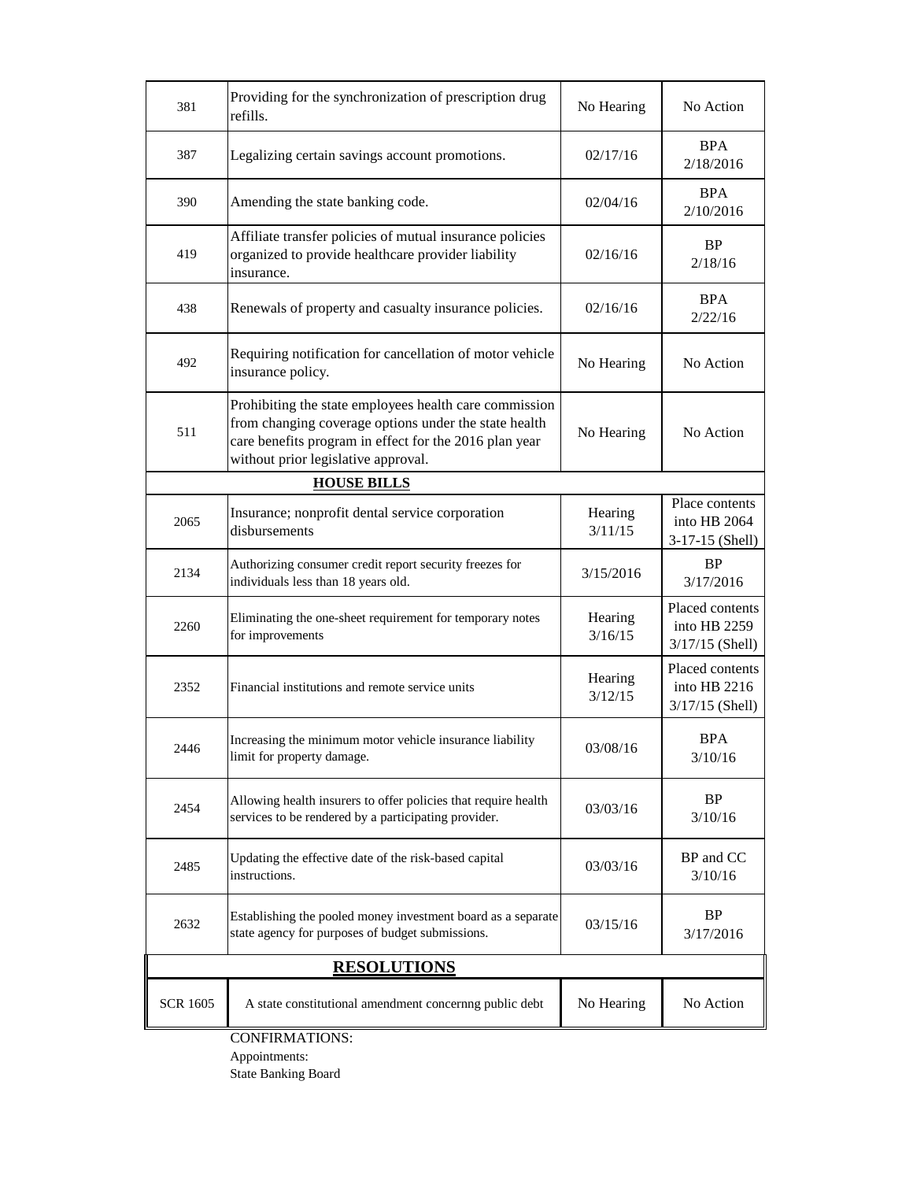| | | | |
|---|---|---|---|
| 381 | Providing for the synchronization of prescription drug refills. | No Hearing | No Action |
| 387 | Legalizing certain savings account promotions. | 02/17/16 | BPA 2/18/2016 |
| 390 | Amending the state banking code. | 02/04/16 | BPA 2/10/2016 |
| 419 | Affiliate transfer policies of mutual insurance policies organized to provide healthcare provider liability insurance. | 02/16/16 | BP 2/18/16 |
| 438 | Renewals of property and casualty insurance policies. | 02/16/16 | BPA 2/22/16 |
| 492 | Requiring notification for cancellation of motor vehicle insurance policy. | No Hearing | No Action |
| 511 | Prohibiting the state employees health care commission from changing coverage options under the state health care benefits program in effect for the 2016 plan year without prior legislative approval. | No Hearing | No Action |
| | **HOUSE BILLS** | | |
| 2065 | Insurance; nonprofit dental service corporation disbursements | Hearing 3/11/15 | Place contents into HB 2064 3-17-15 (Shell) |
| 2134 | Authorizing consumer credit report security freezes for individuals less than 18 years old. | 3/15/2016 | BP 3/17/2016 |
| 2260 | Eliminating the one-sheet requirement for temporary notes for improvements | Hearing 3/16/15 | Placed contents into HB 2259 3/17/15 (Shell) |
| 2352 | Financial institutions and remote service units | Hearing 3/12/15 | Placed contents into HB 2216 3/17/15 (Shell) |
| 2446 | Increasing the minimum motor vehicle insurance liability limit for property damage. | 03/08/16 | BPA 3/10/16 |
| 2454 | Allowing health insurers to offer policies that require health services to be rendered by a participating provider. | 03/03/16 | BP 3/10/16 |
| 2485 | Updating the effective date of the risk-based capital instructions. | 03/03/16 | BP and CC 3/10/16 |
| 2632 | Establishing the pooled money investment board as a separate state agency for purposes of budget submissions. | 03/15/16 | BP 3/17/2016 |
| | **RESOLUTIONS** | | |
| SCR 1605 | A state constitutional amendment concernng public debt | No Hearing | No Action |

CONFIRMATIONS:

Appointments:

State Banking Board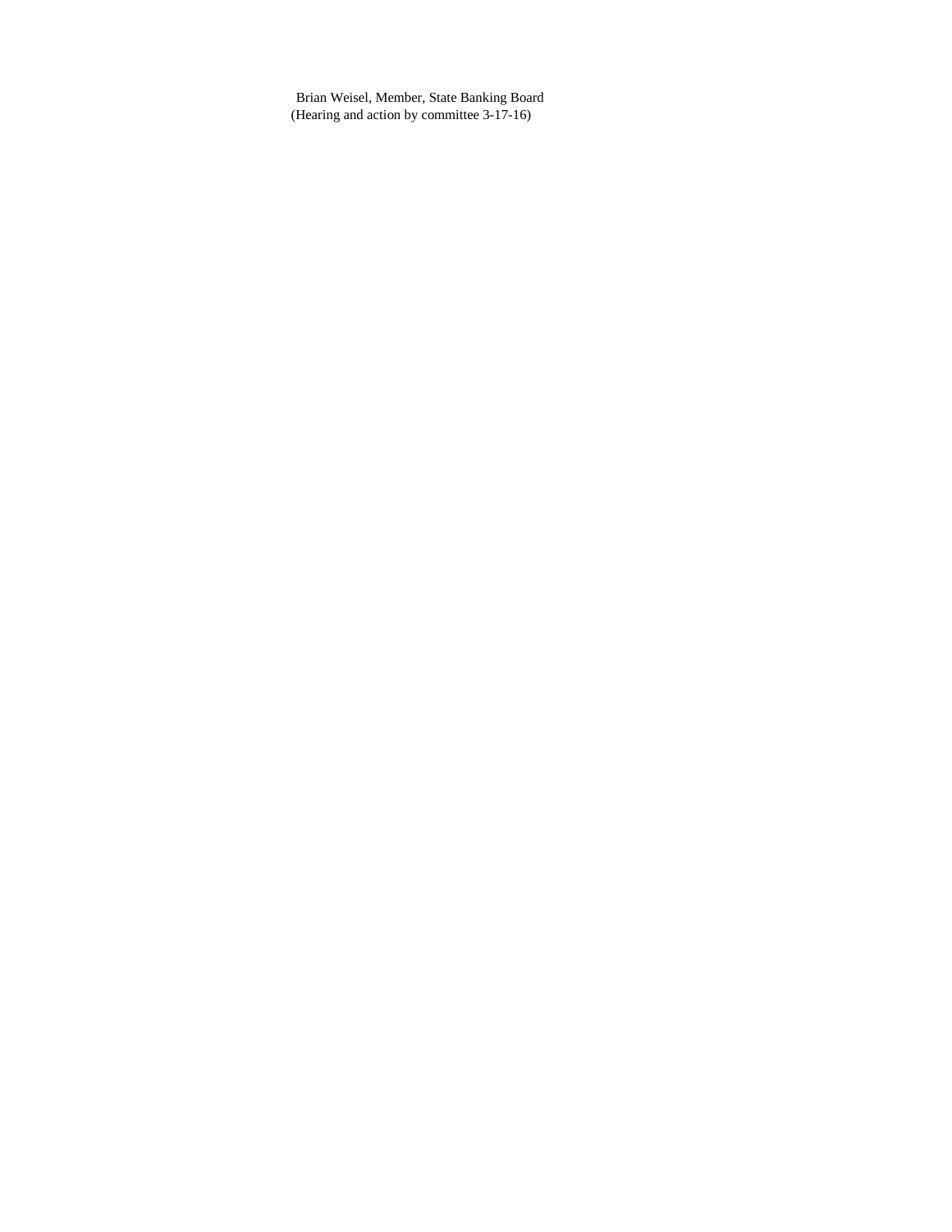Brian Weisel, Member, State Banking Board
(Hearing and action by committee 3-17-16)